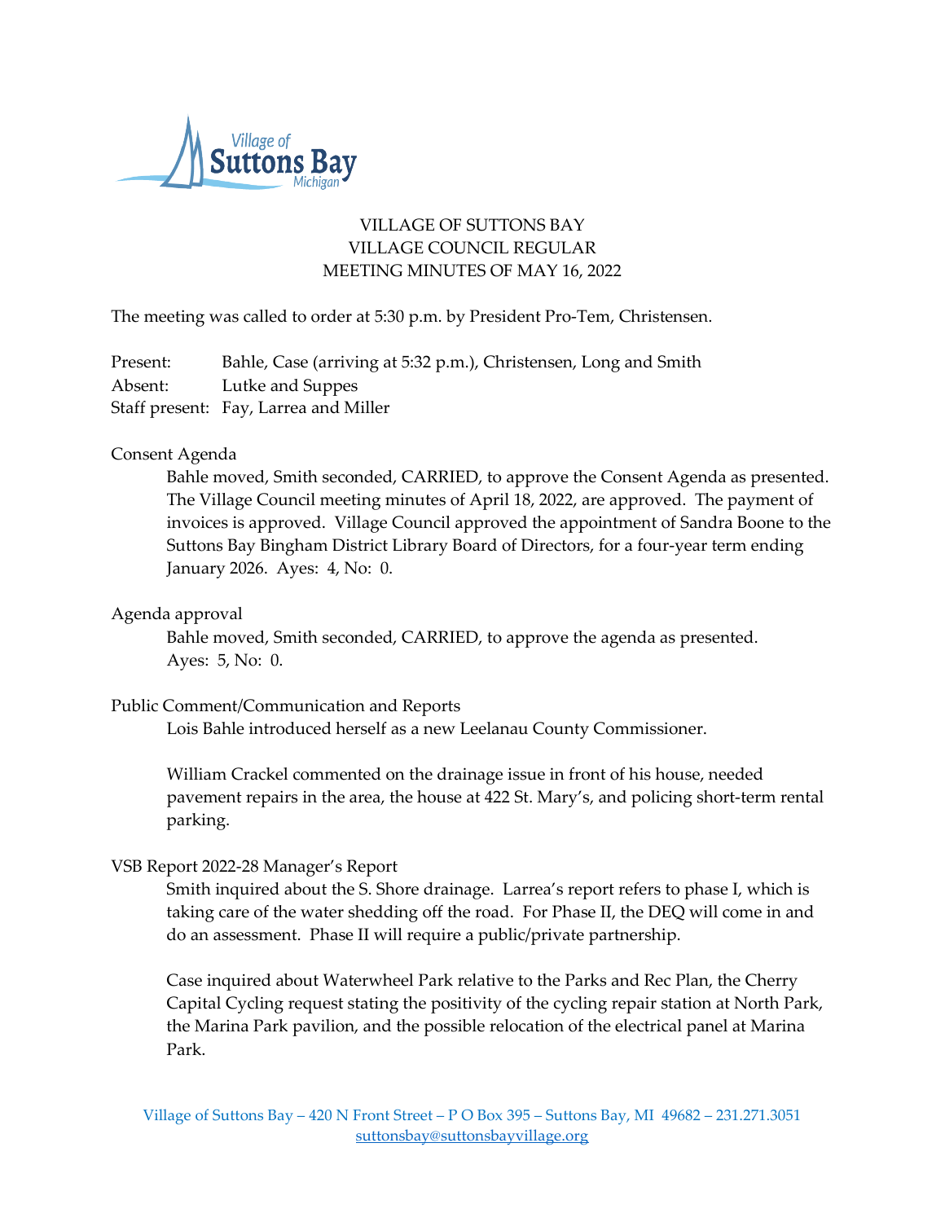VILLAGE OF SUTTONS BAY
VILLAGE COUNCIL REGULAR
MEETING MINUTES OF MAY 16, 2022

The meeting was called to order at 5:30 p.m. by President Pro-Tem, Christensen.

Present: Bahle, Case (arriving at 5:32 p.m.), Christensen, Long and Smith
Absent: Lutke and Suppes
Staff present: Fay, Larrea and Miller

Consent Agenda

Bahle moved, Smith seconded, CARRIED, to approve the Consent Agenda as presented. The Village Council meeting minutes of April 18, 2022, are approved. The payment of invoices is approved. Village Council approved the appointment of Sandra Boone to the Suttons Bay Bingham District Library Board of Directors, for a four-year term ending January 2026. Ayes: 4, No: 0.

Agenda approval

Bahle moved, Smith seconded, CARRIED, to approve the agenda as presented. Ayes: 5, No: 0.

Public Comment/Communication and Reports

Lois Bahle introduced herself as a new Leelanau County Commissioner.

William Crackel commented on the drainage issue in front of his house, needed pavement repairs in the area, the house at 422 St. Mary's, and policing short-term rental parking.

VSB Report 2022-28 Manager's Report

Smith inquired about the S. Shore drainage. Larrea's report refers to phase I, which is taking care of the water shedding off the road. For Phase II, the DEQ will come in and do an assessment. Phase II will require a public/private partnership.

Case inquired about Waterwheel Park relative to the Parks and Rec Plan, the Cherry Capital Cycling request stating the positivity of the cycling repair station at North Park, the Marina Park pavilion, and the possible relocation of the electrical panel at Marina Park.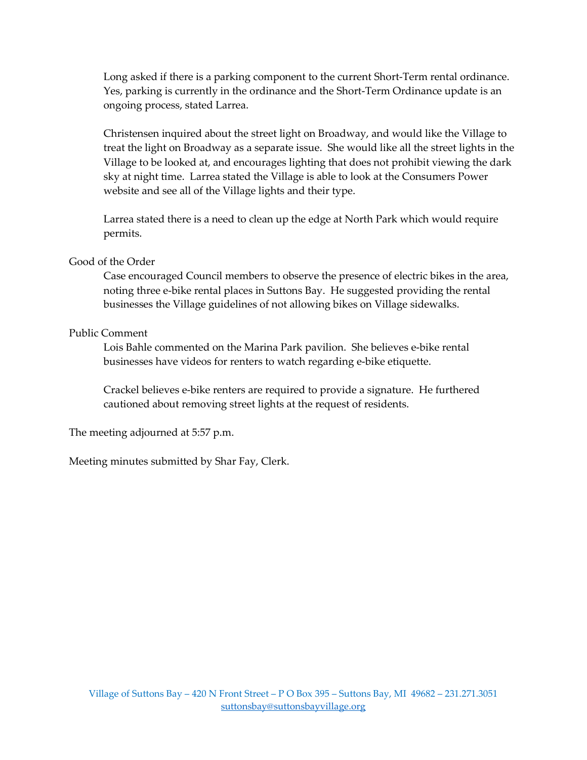Long asked if there is a parking component to the current Short-Term rental ordinance. Yes, parking is currently in the ordinance and the Short-Term Ordinance update is an ongoing process, stated Larrea.

Christensen inquired about the street light on Broadway, and would like the Village to treat the light on Broadway as a separate issue. She would like all the street lights in the Village to be looked at, and encourages lighting that does not prohibit viewing the dark sky at night time. Larrea stated the Village is able to look at the Consumers Power website and see all of the Village lights and their type.

Larrea stated there is a need to clean up the edge at North Park which would require permits.

Good of the Order

Case encouraged Council members to observe the presence of electric bikes in the area, noting three e-bike rental places in Suttons Bay. He suggested providing the rental businesses the Village guidelines of not allowing bikes on Village sidewalks.

Public Comment

Lois Bahle commented on the Marina Park pavilion. She believes e-bike rental businesses have videos for renters to watch regarding e-bike etiquette.

Crackel believes e-bike renters are required to provide a signature. He furthered cautioned about removing street lights at the request of residents.

The meeting adjourned at 5:57 p.m.

Meeting minutes submitted by Shar Fay, Clerk.